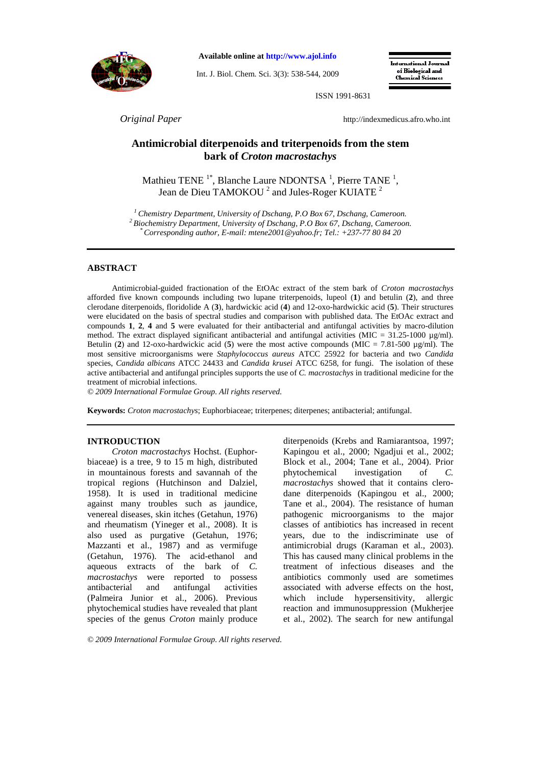*Original Paper*

# Antimicrobial diterpenoids and triterpenoids from the stem bark of *Croton macrostachys*

Mathieu TENE [1*], Blanche Laure NDONTSA [1], Pierre TANE [1], Jean de Dieu TAMOKOU [2] and Jules-Roger KUIATE [2]

[1] *Chemistry Department, University of Dschang, P.O Box 67, Dschang, Cameroon.*
[2] *Biochemistry Department, University of Dschang, P.O Box 67, Dschang, Cameroon.*
[*] *Corresponding author, E-mail: mtene2001@yahoo.fr; Tel.: +237-77 80 84 20*

## ABSTRACT

Antimicrobial-guided fractionation of the EtOAc extract of the stem bark of *Croton macrostachys* afforded five known compounds including two lupane triterpenoids, lupeol (**1**) and betulin (**2**), and three clerodane diterpenoids, floridolide A (**3**), hardwickic acid (**4**) and 12-oxo-hardwickic acid (**5**). Their structures were elucidated on the basis of spectral studies and comparison with published data. The EtOAc extract and compounds **1**, **2**, **4** and **5** were evaluated for their antibacterial and antifungal activities by macro-dilution method. The extract displayed significant antibacterial and antifungal activities (MIC = 31.25-1000 µg/ml). Betulin (**2**) and 12-oxo-hardwickic acid (**5**) were the most active compounds (MIC = 7.81-500 µg/ml). The most sensitive microorganisms were *Staphylococcus aureus* ATCC 25922 for bacteria and two *Candida* species, *Candida albicans* ATCC 24433 and *Candida krusei* ATCC 6258, for fungi. The isolation of these active antibacterial and antifungal principles supports the use of *C. macrostachys* in traditional medicine for the treatment of microbial infections.

*© 2009 International Formulae Group. All rights reserved.*

**Keywords:** *Croton macrostachys*; Euphorbiaceae; triterpenes; diterpenes; antibacterial; antifungal.

## INTRODUCTION

*Croton macrostachys* Hochst. (Euphorbiaceae) is a tree, 9 to 15 m high, distributed in mountainous forests and savannah of the tropical regions (Hutchinson and Dalziel, 1958). It is used in traditional medicine against many troubles such as jaundice, venereal diseases, skin itches (Getahun, 1976) and rheumatism (Yineger et al., 2008). It is also used as purgative (Getahun, 1976; Mazzanti et al., 1987) and as vermifuge (Getahun, 1976). The acid-ethanol and aqueous extracts of the bark of *C. macrostachys* were reported to possess antibacterial and antifungal activities (Palmeira Junior et al., 2006). Previous phytochemical studies have revealed that plant species of the genus *Croton* mainly produce diterpenoids (Krebs and Ramiarantsoa, 1997; Kapingou et al., 2000; Ngadjui et al., 2002; Block et al., 2004; Tane et al., 2004). Prior phytochemical investigation of *C. macrostachys* showed that it contains clerodane diterpenoids (Kapingou et al., 2000; Tane et al., 2004). The resistance of human pathogenic microorganisms to the major classes of antibiotics has increased in recent years, due to the indiscriminate use of antimicrobial drugs (Karaman et al., 2003). This has caused many clinical problems in the treatment of infectious diseases and the antibiotics commonly used are sometimes associated with adverse effects on the host, which include hypersensitivity, allergic reaction and immunosuppression (Mukherjee et al., 2002). The search for new antifungal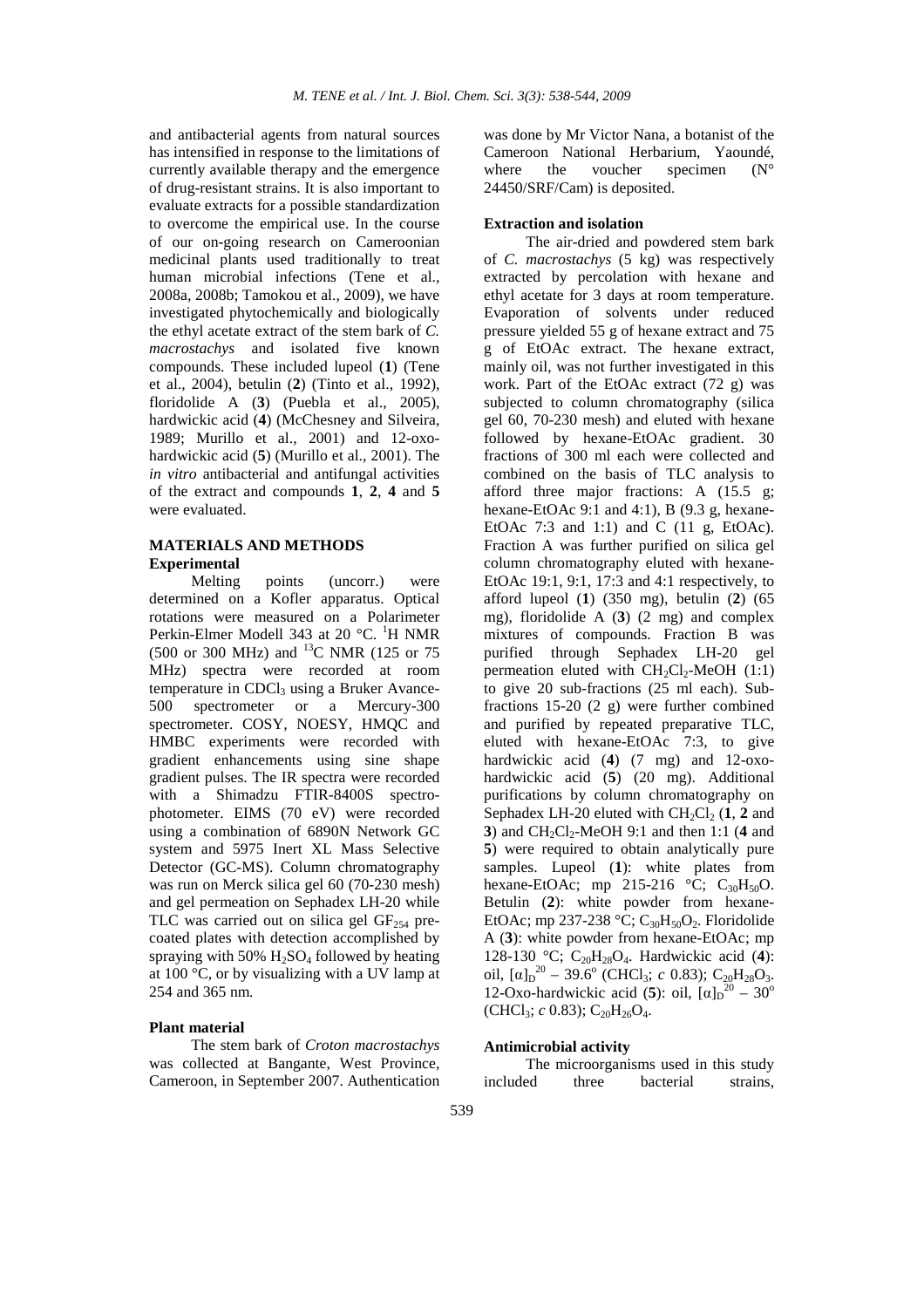and antibacterial agents from natural sources has intensified in response to the limitations of currently available therapy and the emergence of drug-resistant strains. It is also important to evaluate extracts for a possible standardization to overcome the empirical use. In the course of our on-going research on Cameroonian medicinal plants used traditionally to treat human microbial infections (Tene et al., 2008a, 2008b; Tamokou et al., 2009), we have investigated phytochemically and biologically the ethyl acetate extract of the stem bark of *C. macrostachys* and isolated five known compounds. These included lupeol (**1**) (Tene et al., 2004), betulin (**2**) (Tinto et al., 1992), floridolide A (**3**) (Puebla et al., 2005), hardwickic acid (**4**) (McChesney and Silveira, 1989; Murillo et al., 2001) and 12-oxo-hardwickic acid (**5**) (Murillo et al., 2001). The *in vitro* antibacterial and antifungal activities of the extract and compounds **1**, **2**, **4** and **5** were evaluated.

## MATERIALS AND METHODS

### Experimental

Melting points (uncorr.) were determined on a Kofler apparatus. Optical rotations were measured on a Polarimeter Perkin-Elmer Modell 343 at 20 °C. $^{1}H$ NMR (500 or 300 MHz) and $^{13}C$ NMR (125 or 75 MHz) spectra were recorded at room temperature in $CDCl_3$ using a Bruker Avance-500 spectrometer or a Mercury-300 spectrometer. COSY, NOESY, HMQC and HMBC experiments were recorded with gradient enhancements using sine shape gradient pulses. The IR spectra were recorded with a Shimadzu FTIR-8400S spectrophotometer. EIMS (70 eV) were recorded using a combination of 6890N Network GC system and 5975 Inert XL Mass Selective Detector (GC-MS). Column chromatography was run on Merck silica gel 60 (70-230 mesh) and gel permeation on Sephadex LH-20 while TLC was carried out on silica gel $GF_{254}$ pre-coated plates with detection accomplished by spraying with 50% $H_2SO_4$ followed by heating at 100 °C, or by visualizing with a UV lamp at 254 and 365 nm.

### Plant material

The stem bark of *Croton macrostachys* was collected at Bangante, West Province, Cameroon, in September 2007. Authentication was done by Mr Victor Nana, a botanist of the Cameroon National Herbarium, Yaoundé, where the voucher specimen (N° 24450/SRF/Cam) is deposited.

### Extraction and isolation

The air-dried and powdered stem bark of *C. macrostachys* (5 kg) was respectively extracted by percolation with hexane and ethyl acetate for 3 days at room temperature. Evaporation of solvents under reduced pressure yielded 55 g of hexane extract and 75 g of EtOAc extract. The hexane extract, mainly oil, was not further investigated in this work. Part of the EtOAc extract (72 g) was subjected to column chromatography (silica gel 60, 70-230 mesh) and eluted with hexane followed by hexane-EtOAc gradient. 30 fractions of 300 ml each were collected and combined on the basis of TLC analysis to afford three major fractions: A (15.5 g; hexane-EtOAc 9:1 and 4:1), B (9.3 g, hexane-EtOAc 7:3 and 1:1) and C (11 g, EtOAc). Fraction A was further purified on silica gel column chromatography eluted with hexane-EtOAc 19:1, 9:1, 17:3 and 4:1 respectively, to afford lupeol (**1**) (350 mg), betulin (**2**) (65 mg), floridolide A (**3**) (2 mg) and complex mixtures of compounds. Fraction B was purified through Sephadex LH-20 gel permeation eluted with $CH_2Cl_2$-MeOH (1:1) to give 20 sub-fractions (25 ml each). Sub-fractions 15-20 (2 g) were further combined and purified by repeated preparative TLC, eluted with hexane-EtOAc 7:3, to give hardwickic acid (**4**) (7 mg) and 12-oxo-hardwickic acid (**5**) (20 mg). Additional purifications by column chromatography on Sephadex LH-20 eluted with $CH_2Cl_2$ (**1**, **2** and **3**) and $CH_2Cl_2$-MeOH 9:1 and then 1:1 (**4** and **5**) were required to obtain analytically pure samples. Lupeol (**1**): white plates from hexane-EtOAc; mp 215-216 °C; $C_{30}H_{50}O$. Betulin (**2**): white powder from hexane-EtOAc; mp 237-238 °C; $C_{30}H_{50}O_2$. Floridolide A (**3**): white powder from hexane-EtOAc; mp 128-130 °C; $C_{20}H_{28}O_4$. Hardwickic acid (**4**): oil, $[\alpha]_D^{20}$ – 39.6° ($CHCl_3$; *c* 0.83); $C_{20}H_{28}O_3$. 12-Oxo-hardwickic acid (**5**): oil, $[\alpha]_D^{20}$ – 30° ($CHCl_3$; *c* 0.83); $C_{20}H_{26}O_4$.

### Antimicrobial activity

The microorganisms used in this study included three bacterial strains,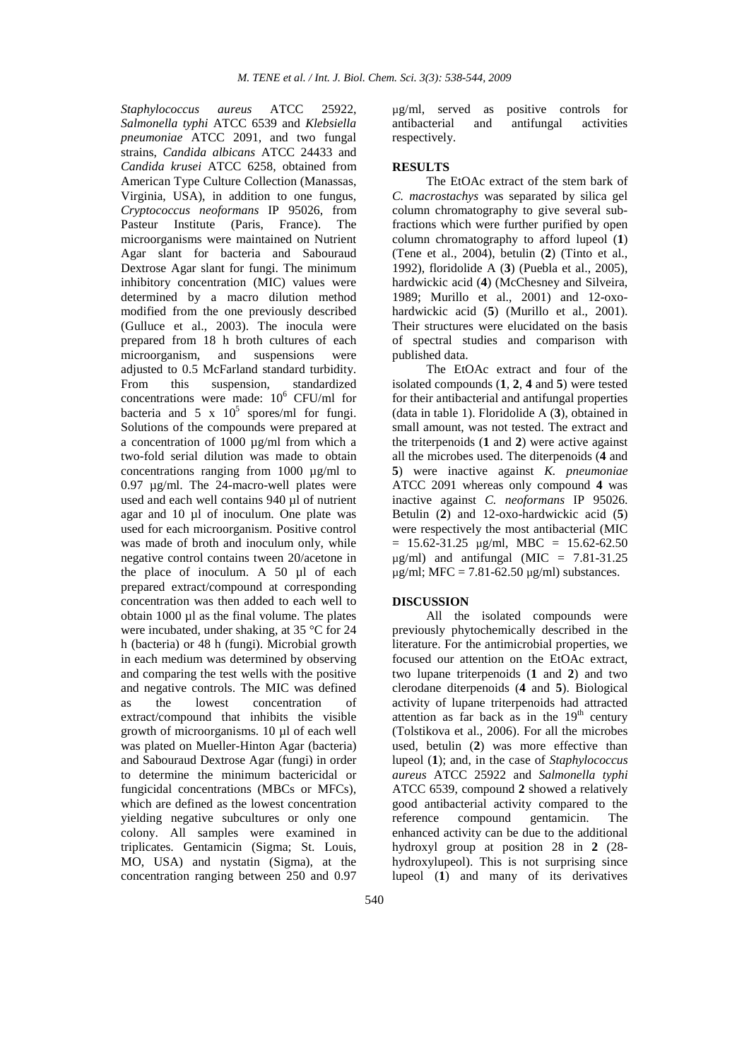*Staphylococcus aureus* ATCC 25922, *Salmonella typhi* ATCC 6539 and *Klebsiella pneumoniae* ATCC 2091, and two fungal strains, *Candida albicans* ATCC 24433 and *Candida krusei* ATCC 6258, obtained from American Type Culture Collection (Manassas, Virginia, USA), in addition to one fungus, *Cryptococcus neoformans* IP 95026, from Pasteur Institute (Paris, France). The microorganisms were maintained on Nutrient Agar slant for bacteria and Sabouraud Dextrose Agar slant for fungi. The minimum inhibitory concentration (MIC) values were determined by a macro dilution method modified from the one previously described (Gulluce et al., 2003). The inocula were prepared from 18 h broth cultures of each microorganism, and suspensions were adjusted to 0.5 McFarland standard turbidity. From this suspension, standardized concentrations were made: $10^6$ CFU/ml for bacteria and $5 \times 10^5$ spores/ml for fungi. Solutions of the compounds were prepared at a concentration of 1000 µg/ml from which a two-fold serial dilution was made to obtain concentrations ranging from 1000 µg/ml to 0.97 µg/ml. The 24-macro-well plates were used and each well contains 940 µl of nutrient agar and 10 µl of inoculum. One plate was used for each microorganism. Positive control was made of broth and inoculum only, while negative control contains tween 20/acetone in the place of inoculum. A 50 µl of each prepared extract/compound at corresponding concentration was then added to each well to obtain 1000 µl as the final volume. The plates were incubated, under shaking, at 35 °C for 24 h (bacteria) or 48 h (fungi). Microbial growth in each medium was determined by observing and comparing the test wells with the positive and negative controls. The MIC was defined as the lowest concentration of extract/compound that inhibits the visible growth of microorganisms. 10 µl of each well was plated on Mueller-Hinton Agar (bacteria) and Sabouraud Dextrose Agar (fungi) in order to determine the minimum bactericidal or fungicidal concentrations (MBCs or MFCs), which are defined as the lowest concentration yielding negative subcultures or only one colony. All samples were examined in triplicates. Gentamicin (Sigma; St. Louis, MO, USA) and nystatin (Sigma), at the concentration ranging between 250 and 0.97 µg/ml, served as positive controls for antibacterial and antifungal activities respectively.

## RESULTS

The EtOAc extract of the stem bark of *C. macrostachys* was separated by silica gel column chromatography to give several sub-fractions which were further purified by open column chromatography to afford lupeol (**1**) (Tene et al., 2004), betulin (**2**) (Tinto et al., 1992), floridolide A (**3**) (Puebla et al., 2005), hardwickic acid (**4**) (McChesney and Silveira, 1989; Murillo et al., 2001) and 12-oxo-hardwickic acid (**5**) (Murillo et al., 2001). Their structures were elucidated on the basis of spectral studies and comparison with published data.

The EtOAc extract and four of the isolated compounds (**1**, **2**, **4** and **5**) were tested for their antibacterial and antifungal properties (data in table 1). Floridolide A (**3**), obtained in small amount, was not tested. The extract and the triterpenoids (**1** and **2**) were active against all the microbes used. The diterpenoids (**4** and **5**) were inactive against *K. pneumoniae* ATCC 2091 whereas only compound **4** was inactive against *C. neoformans* IP 95026. Betulin (**2**) and 12-oxo-hardwickic acid (**5**) were respectively the most antibacterial (MIC = 15.62-31.25 µg/ml, MBC = 15.62-62.50 µg/ml) and antifungal (MIC = 7.81-31.25 µg/ml; MFC = 7.81-62.50 µg/ml) substances.

## DISCUSSION

All the isolated compounds were previously phytochemically described in the literature. For the antimicrobial properties, we focused our attention on the EtOAc extract, two lupane triterpenoids (**1** and **2**) and two clerodane diterpenoids (**4** and **5**). Biological activity of lupane triterpenoids had attracted attention as far back as in the $19^{th}$ century (Tolstikova et al., 2006). For all the microbes used, betulin (**2**) was more effective than lupeol (**1**); and, in the case of *Staphylococcus aureus* ATCC 25922 and *Salmonella typhi* ATCC 6539, compound **2** showed a relatively good antibacterial activity compared to the reference compound gentamicin. The enhanced activity can be due to the additional hydroxyl group at position 28 in **2** (28-hydroxylupeol). This is not surprising since lupeol (**1**) and many of its derivatives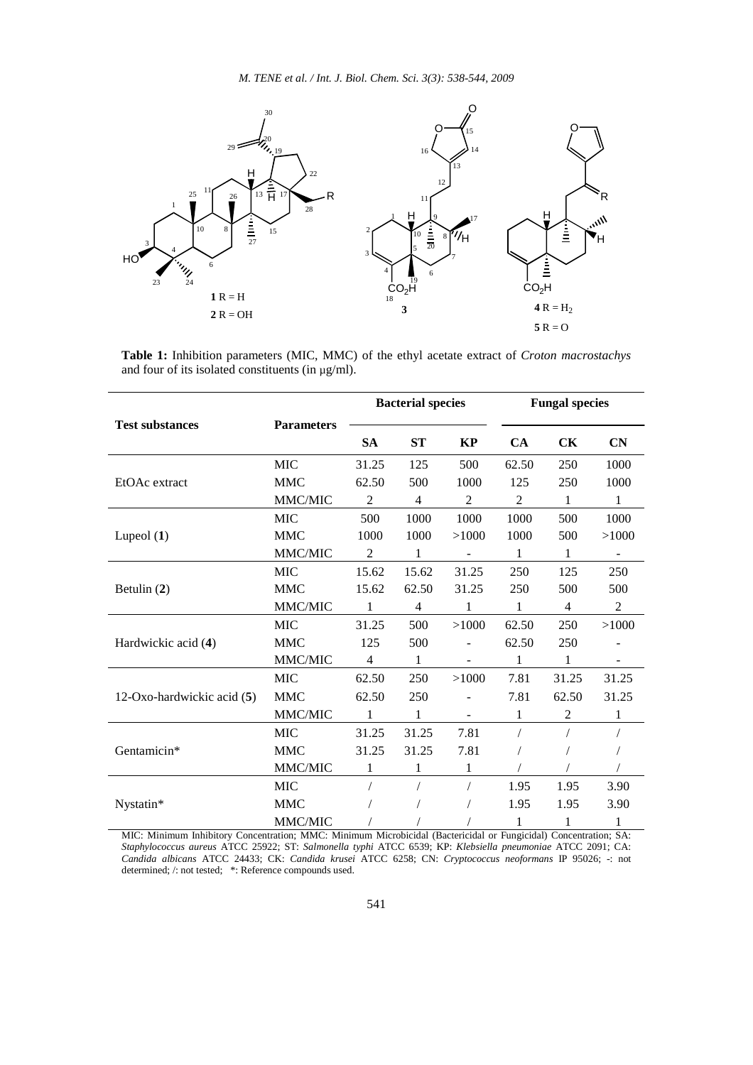**Table 1:** Inhibition parameters (MIC, MMC) of the ethyl acetate extract of *Croton macrostachys* and four of its isolated constituents (in µg/ml).

| Test substances | Parameters | Bacterial species | | | Fungal species | | |
|---|---|---|---|---|---|---|---|
| | | SA | ST | KP | CA | CK | CN |
| EtOAc extract | MIC | 31.25 | 125 | 500 | 62.50 | 250 | 1000 |
| | MMC | 62.50 | 500 | 1000 | 125 | 250 | 1000 |
| | MMC/MIC | 2 | 4 | 2 | 2 | 1 | 1 |
| Lupeol (**1**) | MIC | 500 | 1000 | 1000 | 1000 | 500 | 1000 |
| | MMC | 1000 | 1000 | >1000 | 1000 | 500 | >1000 |
| | MMC/MIC | 2 | 1 | - | 1 | 1 | - |
| Betulin (**2**) | MIC | 15.62 | 15.62 | 31.25 | 250 | 125 | 250 |
| | MMC | 15.62 | 62.50 | 31.25 | 250 | 500 | 500 |
| | MMC/MIC | 1 | 4 | 1 | 1 | 4 | 2 |
| Hardwickic acid (**4**) | MIC | 31.25 | 500 | >1000 | 62.50 | 250 | >1000 |
| | MMC | 125 | 500 | - | 62.50 | 250 | - |
| | MMC/MIC | 4 | 1 | - | 1 | 1 | - |
| 12-Oxo-hardwickic acid (**5**) | MIC | 62.50 | 250 | >1000 | 7.81 | 31.25 | 31.25 |
| | MMC | 62.50 | 250 | - | 7.81 | 62.50 | 31.25 |
| | MMC/MIC | 1 | 1 | - | 1 | 2 | 1 |
| Gentamicin* | MIC | 31.25 | 31.25 | 7.81 | / | / | / |
| | MMC | 31.25 | 31.25 | 7.81 | / | / | / |
| | MMC/MIC | 1 | 1 | 1 | / | / | / |
| Nystatin* | MIC | / | / | / | 1.95 | 1.95 | 3.90 |
| | MMC | / | / | / | 1.95 | 1.95 | 3.90 |
| | MMC/MIC | / | / | / | 1 | 1 | 1 |

MIC: Minimum Inhibitory Concentration; MMC: Minimum Microbicidal (Bactericidal or Fungicidal) Concentration; SA: *Staphylococcus aureus* ATCC 25922; ST: *Salmonella typhi* ATCC 6539; KP: *Klebsiella pneumoniae* ATCC 2091; CA: *Candida albicans* ATCC 24433; CK: *Candida krusei* ATCC 6258; CN: *Cryptococcus neoformans* IP 95026; -: not determined; /: not tested; *: Reference compounds used.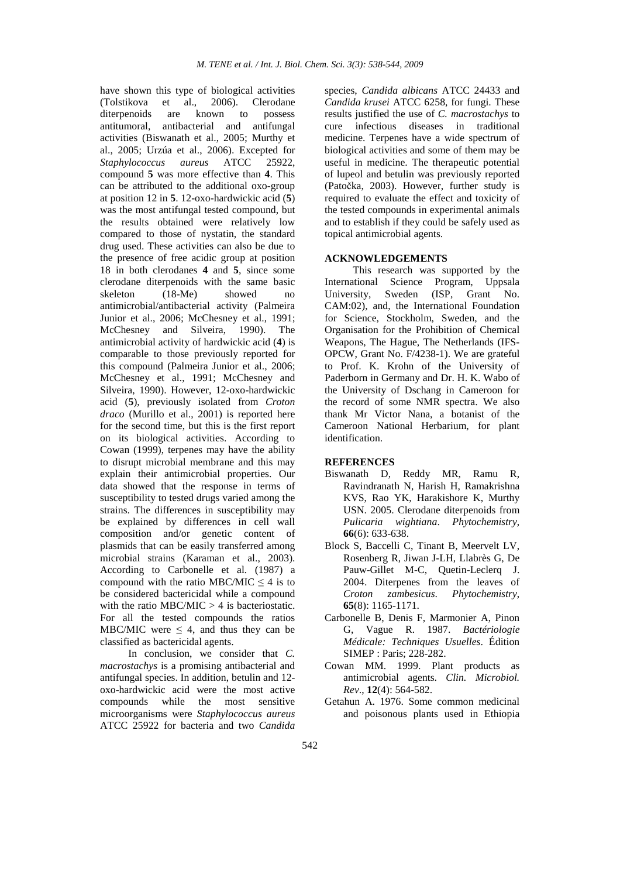have shown this type of biological activities (Tolstikova et al., 2006). Clerodane diterpenoids are known to possess antitumoral, antibacterial and antifungal activities (Biswanath et al., 2005; Murthy et al., 2005; Urzúa et al., 2006). Excepted for *Staphylococcus aureus* ATCC 25922, compound **5** was more effective than **4**. This can be attributed to the additional oxo-group at position 12 in **5**. 12-oxo-hardwickic acid (**5**) was the most antifungal tested compound, but the results obtained were relatively low compared to those of nystatin, the standard drug used. These activities can also be due to the presence of free acidic group at position 18 in both clerodanes **4** and **5**, since some clerodane diterpenoids with the same basic skeleton (18-Me) showed no antimicrobial/antibacterial activity (Palmeira Junior et al., 2006; McChesney et al., 1991; McChesney and Silveira, 1990). The antimicrobial activity of hardwickic acid (**4**) is comparable to those previously reported for this compound (Palmeira Junior et al., 2006; McChesney et al., 1991; McChesney and Silveira, 1990). However, 12-oxo-hardwickic acid (**5**), previously isolated from *Croton draco* (Murillo et al., 2001) is reported here for the second time, but this is the first report on its biological activities. According to Cowan (1999), terpenes may have the ability to disrupt microbial membrane and this may explain their antimicrobial properties. Our data showed that the response in terms of susceptibility to tested drugs varied among the strains. The differences in susceptibility may be explained by differences in cell wall composition and/or genetic content of plasmids that can be easily transferred among microbial strains (Karaman et al., 2003). According to Carbonelle et al. (1987) a compound with the ratio MBC/MIC $\leq 4$ is to be considered bactericidal while a compound with the ratio MBC/MIC $> 4$ is bacteriostatic. For all the tested compounds the ratios MBC/MIC were $\leq 4$, and thus they can be classified as bactericidal agents.

In conclusion, we consider that *C. macrostachys* is a promising antibacterial and antifungal species. In addition, betulin and 12-oxo-hardwickic acid were the most active compounds while the most sensitive microorganisms were *Staphylococcus aureus* ATCC 25922 for bacteria and two *Candida* species, *Candida albicans* ATCC 24433 and *Candida krusei* ATCC 6258, for fungi. These results justified the use of *C. macrostachys* to cure infectious diseases in traditional medicine. Terpenes have a wide spectrum of biological activities and some of them may be useful in medicine. The therapeutic potential of lupeol and betulin was previously reported (Patočka, 2003). However, further study is required to evaluate the effect and toxicity of the tested compounds in experimental animals and to establish if they could be safely used as topical antimicrobial agents.

## ACKNOWLEDGEMENTS

This research was supported by the International Science Program, Uppsala University, Sweden (ISP, Grant No. CAM:02), and, the International Foundation for Science, Stockholm, Sweden, and the Organisation for the Prohibition of Chemical Weapons, The Hague, The Netherlands (IFS-OPCW, Grant No. F/4238-1). We are grateful to Prof. K. Krohn of the University of Paderborn in Germany and Dr. H. K. Wabo of the University of Dschang in Cameroon for the record of some NMR spectra. We also thank Mr Victor Nana, a botanist of the Cameroon National Herbarium, for plant identification.

## REFERENCES

Biswanath D, Reddy MR, Ramu R, Ravindranath N, Harish H, Ramakrishna KVS, Rao YK, Harakishore K, Murthy USN. 2005. Clerodane diterpenoids from *Pulicaria wightiana*. *Phytochemistry*, **66**(6): 633-638.

Block S, Baccelli C, Tinant B, Meervelt LV, Rosenberg R, Jiwan J-LH, Llabrès G, De Pauw-Gillet M-C, Quetin-Leclerq J. 2004. Diterpenes from the leaves of *Croton zambesicus*. *Phytochemistry*, **65**(8): 1165-1171.

Carbonelle B, Denis F, Marmonier A, Pinon G, Vague R. 1987. *Bactériologie Médicale: Techniques Usuelles*. Édition SIMEP : Paris; 228-282.

Cowan MM. 1999. Plant products as antimicrobial agents. *Clin. Microbiol. Rev*., **12**(4): 564-582.

Getahun A. 1976. Some common medicinal and poisonous plants used in Ethiopia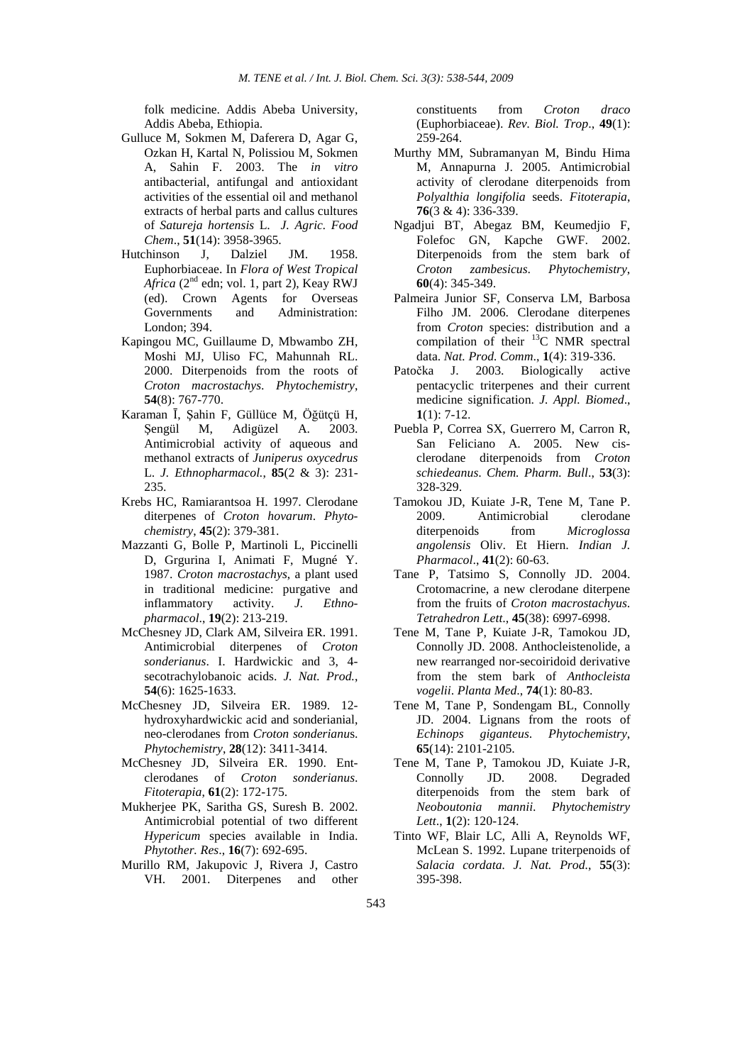folk medicine. Addis Abeba University, Addis Abeba, Ethiopia.

Gulluce M, Sokmen M, Daferera D, Agar G, Ozkan H, Kartal N, Polissiou M, Sokmen A, Sahin F. 2003. The *in vitro* antibacterial, antifungal and antioxidant activities of the essential oil and methanol extracts of herbal parts and callus cultures of *Satureja hortensis* L. *J. Agric. Food Chem*., **51**(14): 3958-3965.

Hutchinson J, Dalziel JM. 1958. Euphorbiaceae. In *Flora of West Tropical Africa* (2nd edn; vol. 1, part 2), Keay RWJ (ed). Crown Agents for Overseas Governments and Administration: London; 394.

Kapingou MC, Guillaume D, Mbwambo ZH, Moshi MJ, Uliso FC, Mahunnah RL. 2000. Diterpenoids from the roots of *Croton macrostachys*. *Phytochemistry*, **54**(8): 767-770.

Karaman Ī, Şahin F, Güllüce M, Öğütçü H, Şengül M, Adigüzel A. 2003. Antimicrobial activity of aqueous and methanol extracts of *Juniperus oxycedrus* L. *J. Ethnopharmacol.*, **85**(2 & 3): 231-235.

Krebs HC, Ramiarantsoa H. 1997. Clerodane diterpenes of *Croton hovarum*. *Phytochemistry*, **45**(2): 379-381.

Mazzanti G, Bolle P, Martinoli L, Piccinelli D, Grgurina I, Animati F, Mugné Y. 1987. *Croton macrostachys*, a plant used in traditional medicine: purgative and inflammatory activity. *J. Ethnopharmacol*., **19**(2): 213-219.

McChesney JD, Clark AM, Silveira ER. 1991. Antimicrobial diterpenes of *Croton sonderianus*. I. Hardwickic and 3, 4-secotrachylobanoic acids. *J. Nat. Prod.*, **54**(6): 1625-1633.

McChesney JD, Silveira ER. 1989. 12-hydroxyhardwickic acid and sonderianial, neo-clerodanes from *Croton sonderianus*. *Phytochemistry*, **28**(12): 3411-3414.

McChesney JD, Silveira ER. 1990. Ent-clerodanes of *Croton sonderianus*. *Fitoterapia*, **61**(2): 172-175.

Mukherjee PK, Saritha GS, Suresh B. 2002. Antimicrobial potential of two different *Hypericum* species available in India. *Phytother. Res*., **16**(7): 692-695.

Murillo RM, Jakupovic J, Rivera J, Castro VH. 2001. Diterpenes and other constituents from *Croton draco* (Euphorbiaceae). *Rev. Biol. Trop*., **49**(1): 259-264.

Murthy MM, Subramanyan M, Bindu Hima M, Annapurna J. 2005. Antimicrobial activity of clerodane diterpenoids from *Polyalthia longifolia* seeds. *Fitoterapia*, **76**(3 & 4): 336-339.

Ngadjui BT, Abegaz BM, Keumedjio F, Folefoc GN, Kapche GWF. 2002. Diterpenoids from the stem bark of *Croton zambesicus*. *Phytochemistry*, **60**(4): 345-349.

Palmeira Junior SF, Conserva LM, Barbosa Filho JM. 2006. Clerodane diterpenes from *Croton* species: distribution and a compilation of their $^{13}C$ NMR spectral data. *Nat. Prod. Comm*., **1**(4): 319-336.

Patočka J. 2003. Biologically active pentacyclic triterpenes and their current medicine signification. *J. Appl. Biomed*., **1**(1): 7-12.

Puebla P, Correa SX, Guerrero M, Carron R, San Feliciano A. 2005. New cis-clerodane diterpenoids from *Croton schiedeanus*. *Chem. Pharm. Bull*., **53**(3): 328-329.

Tamokou JD, Kuiate J-R, Tene M, Tane P. 2009. Antimicrobial clerodane diterpenoids from *Microglossa angolensis* Oliv. Et Hiern. *Indian J. Pharmacol*., **41**(2): 60-63.

Tane P, Tatsimo S, Connolly JD. 2004. Crotomacrine, a new clerodane diterpene from the fruits of *Croton macrostachyus*. *Tetrahedron Lett*., **45**(38): 6997-6998.

Tene M, Tane P, Kuiate J-R, Tamokou JD, Connolly JD. 2008. Anthocleistenolide, a new rearranged nor-secoiridoid derivative from the stem bark of *Anthocleista vogelii*. *Planta Med*., **74**(1): 80-83.

Tene M, Tane P, Sondengam BL, Connolly JD. 2004. Lignans from the roots of *Echinops giganteus*. *Phytochemistry*, **65**(14): 2101-2105.

Tene M, Tane P, Tamokou JD, Kuiate J-R, Connolly JD. 2008. Degraded diterpenoids from the stem bark of *Neoboutonia mannii*. *Phytochemistry Lett*., **1**(2): 120-124.

Tinto WF, Blair LC, Alli A, Reynolds WF, McLean S. 1992. Lupane triterpenoids of *Salacia cordata*. *J. Nat. Prod.*, **55**(3): 395-398.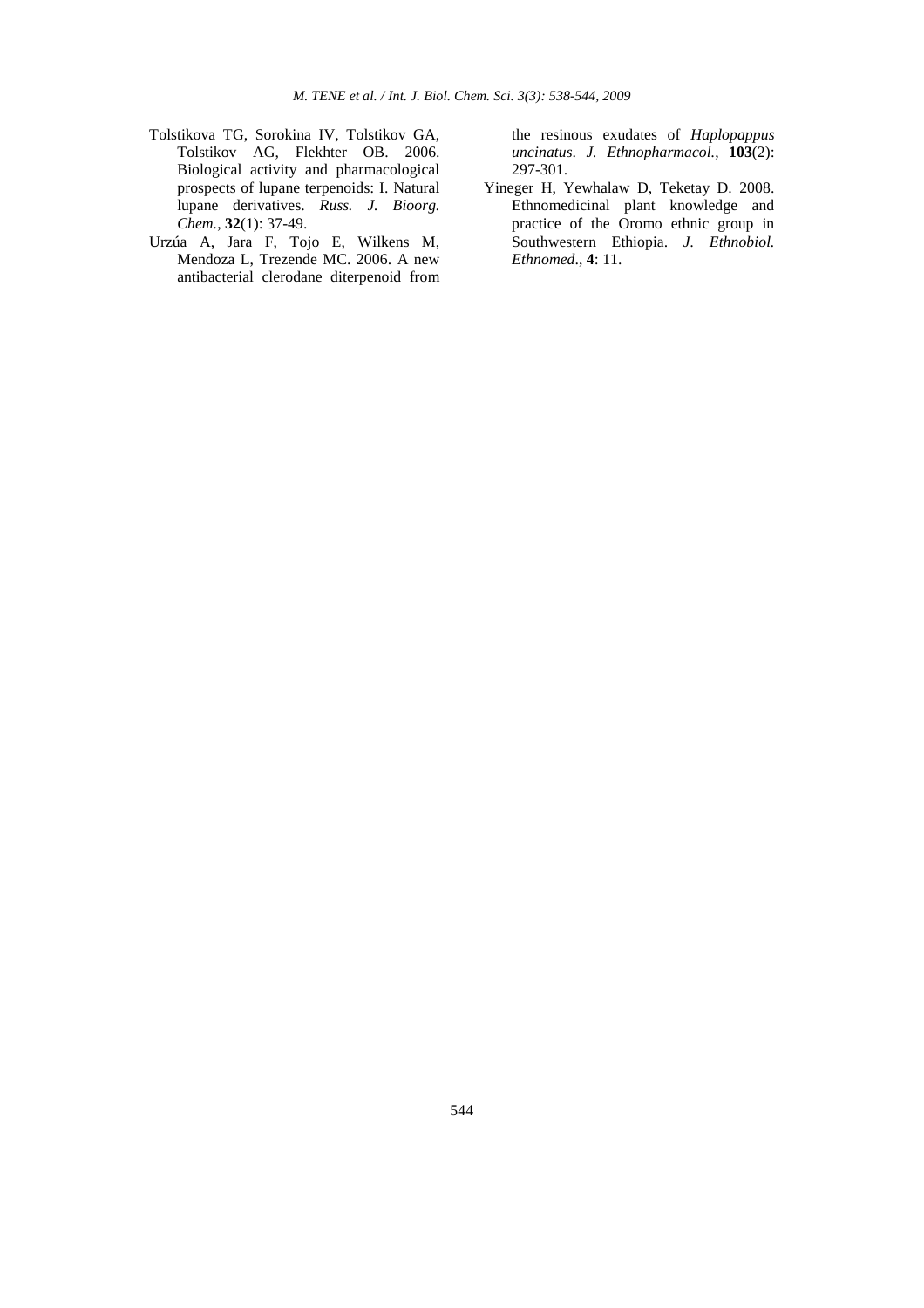Tolstikova TG, Sorokina IV, Tolstikov GA, Tolstikov AG, Flekhter OB. 2006. Biological activity and pharmacological prospects of lupane terpenoids: I. Natural lupane derivatives. *Russ. J. Bioorg. Chem.*, **32**(1): 37-49.

Urzúa A, Jara F, Tojo E, Wilkens M, Mendoza L, Trezende MC. 2006. A new antibacterial clerodane diterpenoid from the resinous exudates of *Haplopappus uncinatus*. *J. Ethnopharmacol.*, **103**(2): 297-301.

Yineger H, Yewhalaw D, Teketay D. 2008. Ethnomedicinal plant knowledge and practice of the Oromo ethnic group in Southwestern Ethiopia. *J. Ethnobiol. Ethnomed*., **4**: 11.